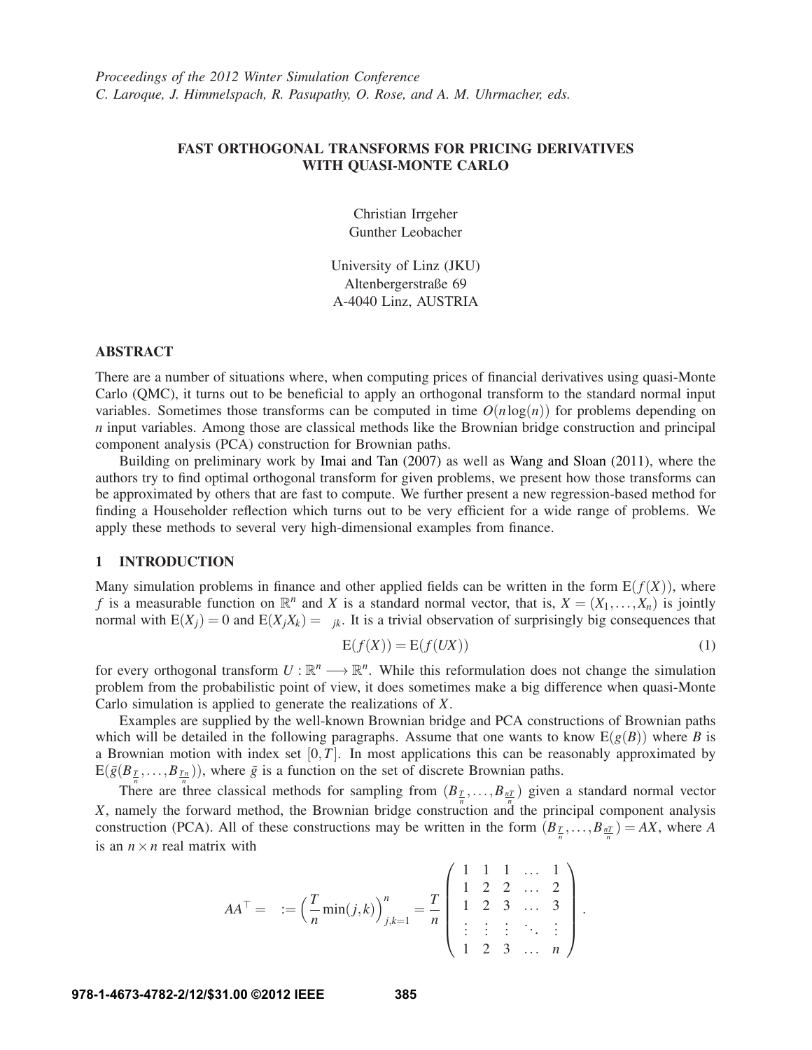*Proceedings of the 2012 Winter Simulation Conference*
*C. Laroque, J. Himmelspach, R. Pasupathy, O. Rose, and A. M. Uhrmacher, eds.*

# FAST ORTHOGONAL TRANSFORMS FOR PRICING DERIVATIVES WITH QUASI-MONTE CARLO

Christian Irrgeher
Gunther Leobacher

University of Linz (JKU)
Altenbergerstraße 69
A-4040 Linz, AUSTRIA

## ABSTRACT

There are a number of situations where, when computing prices of financial derivatives using quasi-Monte Carlo (QMC), it turns out to be beneficial to apply an orthogonal transform to the standard normal input variables. Sometimes those transforms can be computed in time $O(n\log(n))$ for problems depending on $n$ input variables. Among those are classical methods like the Brownian bridge construction and principal component analysis (PCA) construction for Brownian paths.

Building on preliminary work by Imai and Tan (2007) as well as Wang and Sloan (2011), where the authors try to find optimal orthogonal transform for given problems, we present how those transforms can be approximated by others that are fast to compute. We further present a new regression-based method for finding a Householder reflection which turns out to be very efficient for a wide range of problems. We apply these methods to several very high-dimensional examples from finance.

## 1 INTRODUCTION

Many simulation problems in finance and other applied fields can be written in the form $\mathrm{E}(f(X))$, where $f$ is a measurable function on $\mathbb{R}^n$ and $X$ is a standard normal vector, that is, $X = (X_1, \ldots, X_n)$ is jointly normal with $\mathrm{E}(X_j) = 0$ and $\mathrm{E}(X_j X_k) = \delta_{jk}$. It is a trivial observation of surprisingly big consequences that

$$\mathrm{E}(f(X)) = \mathrm{E}(f(UX)) \tag{1}$$

for every orthogonal transform $U : \mathbb{R}^n \longrightarrow \mathbb{R}^n$. While this reformulation does not change the simulation problem from the probabilistic point of view, it does sometimes make a big difference when quasi-Monte Carlo simulation is applied to generate the realizations of $X$.

Examples are supplied by the well-known Brownian bridge and PCA constructions of Brownian paths which will be detailed in the following paragraphs. Assume that one wants to know $\mathrm{E}(g(B))$ where $B$ is a Brownian motion with index set $[0,T]$. In most applications this can be reasonably approximated by $\mathrm{E}(\tilde{g}(B_{\frac{T}{n}}, \ldots, B_{\frac{Tn}{n}}))$, where $\tilde{g}$ is a function on the set of discrete Brownian paths.

There are three classical methods for sampling from $(B_{\frac{T}{n}}, \ldots, B_{\frac{nT}{n}})$ given a standard normal vector $X$, namely the forward method, the Brownian bridge construction and the principal component analysis construction (PCA). All of these constructions may be written in the form $(B_{\frac{T}{n}}, \ldots, B_{\frac{nT}{n}}) = AX$, where $A$ is an $n \times n$ real matrix with

$$AA^\top = \Sigma := \left(\frac{T}{n}\min(j,k)\right)_{j,k=1}^{n} = \frac{T}{n}\begin{pmatrix} 1 & 1 & 1 & \ldots & 1 \\ 1 & 2 & 2 & \ldots & 2 \\ 1 & 2 & 3 & \ldots & 3 \\ \vdots & \vdots & \vdots & \ddots & \vdots \\ 1 & 2 & 3 & \ldots & n \end{pmatrix}.$$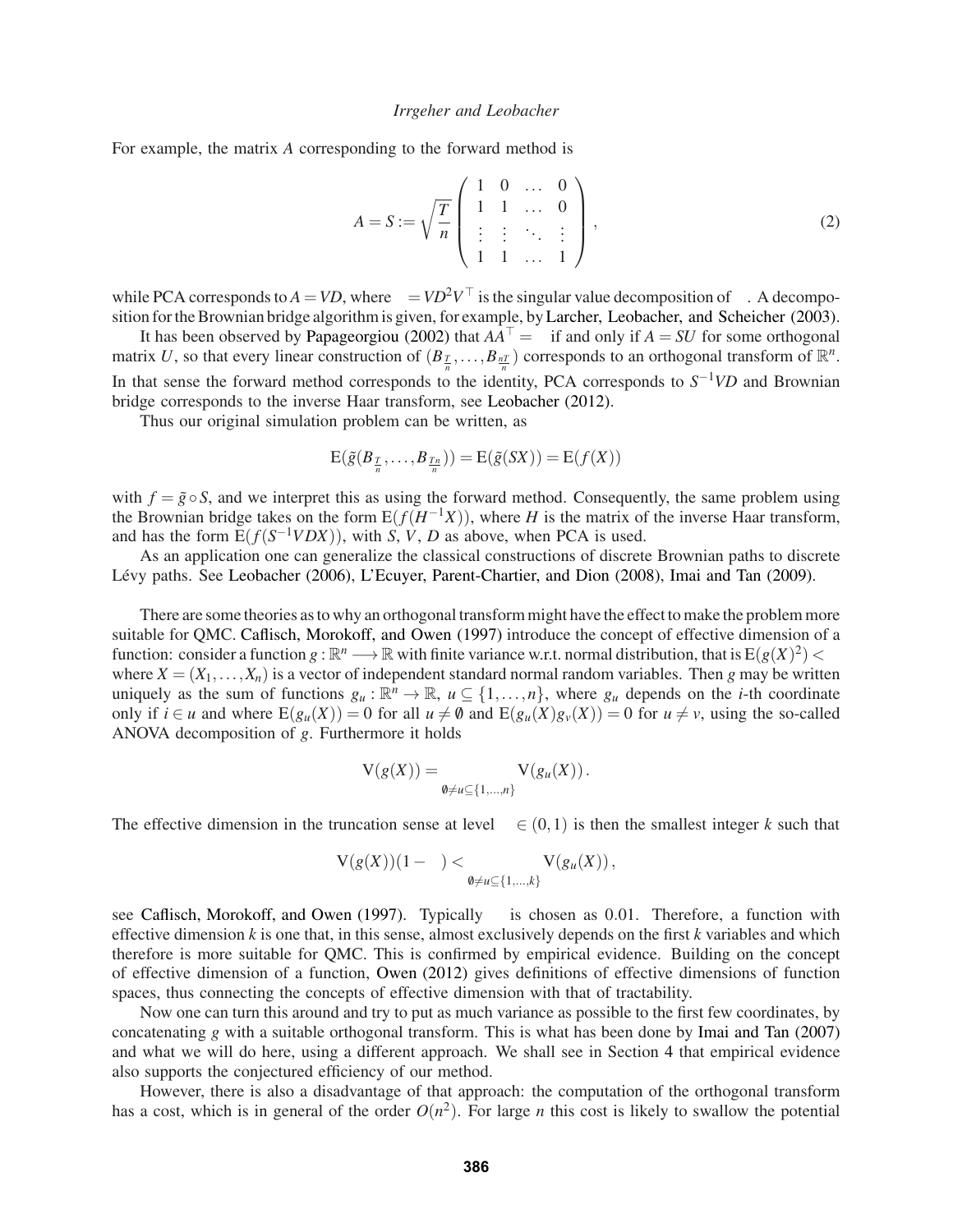For example, the matrix $A$ corresponding to the forward method is

$$A = S := \sqrt{\frac{T}{n}} \begin{pmatrix} 1 & 0 & \dots & 0 \\ 1 & 1 & \dots & 0 \\ \vdots & \vdots & \ddots & \vdots \\ 1 & 1 & \dots & 1 \end{pmatrix}, \tag{2}$$

while PCA corresponds to $A = VD$, where $\Sigma = VD^2V^\top$ is the singular value decomposition of $\Sigma$. A decomposition for the Brownian bridge algorithm is given, for example, by Larcher, Leobacher, and Scheicher (2003).

It has been observed by Papageorgiou (2002) that $AA^\top = \Sigma$ if and only if $A = SU$ for some orthogonal matrix $U$, so that every linear construction of $(B_{\frac{T}{n}}, \dots, B_{\frac{nT}{n}})$ corresponds to an orthogonal transform of $\mathbb{R}^n$. In that sense the forward method corresponds to the identity, PCA corresponds to $S^{-1}VD$ and Brownian bridge corresponds to the inverse Haar transform, see Leobacher (2012).

Thus our original simulation problem can be written, as

$$\mathrm{E}(\tilde{g}(B_{\frac{T}{n}}, \dots, B_{\frac{Tn}{n}})) = \mathrm{E}(\tilde{g}(SX)) = \mathrm{E}(f(X))$$

with $f = \tilde{g} \circ S$, and we interpret this as using the forward method. Consequently, the same problem using the Brownian bridge takes on the form $\mathrm{E}(f(H^{-1}X))$, where $H$ is the matrix of the inverse Haar transform, and has the form $\mathrm{E}(f(S^{-1}VDX))$, with $S$, $V$, $D$ as above, when PCA is used.

As an application one can generalize the classical constructions of discrete Brownian paths to discrete Lévy paths. See Leobacher (2006), L'Ecuyer, Parent-Chartier, and Dion (2008), Imai and Tan (2009).

There are some theories as to why an orthogonal transform might have the effect to make the problem more suitable for QMC. Caflisch, Morokoff, and Owen (1997) introduce the concept of effective dimension of a function: consider a function $g : \mathbb{R}^n \longrightarrow \mathbb{R}$ with finite variance w.r.t. normal distribution, that is $\mathrm{E}(g(X)^2) < \infty$ where $X = (X_1, \dots, X_n)$ is a vector of independent standard normal random variables. Then $g$ may be written uniquely as the sum of functions $g_u : \mathbb{R}^n \to \mathbb{R}$, $u \subseteq \{1, \dots, n\}$, where $g_u$ depends on the $i$-th coordinate only if $i \in u$ and where $\mathrm{E}(g_u(X)) = 0$ for all $u \neq \emptyset$ and $\mathrm{E}(g_u(X)g_v(X)) = 0$ for $u \neq v$, using the so-called ANOVA decomposition of $g$. Furthermore it holds

$$\mathrm{V}(g(X)) = \sum_{\emptyset \neq u \subseteq \{1,\dots,n\}} \mathrm{V}(g_u(X)).$$

The effective dimension in the truncation sense at level $\alpha \in (0,1)$ is then the smallest integer $k$ such that

$$\mathrm{V}(g(X))(1 - \alpha) < \sum_{\emptyset \neq u \subseteq \{1,\dots,k\}} \mathrm{V}(g_u(X)),$$

see Caflisch, Morokoff, and Owen (1997). Typically $\alpha$ is chosen as 0.01. Therefore, a function with effective dimension $k$ is one that, in this sense, almost exclusively depends on the first $k$ variables and which therefore is more suitable for QMC. This is confirmed by empirical evidence. Building on the concept of effective dimension of a function, Owen (2012) gives definitions of effective dimensions of function spaces, thus connecting the concepts of effective dimension with that of tractability.

Now one can turn this around and try to put as much variance as possible to the first few coordinates, by concatenating $g$ with a suitable orthogonal transform. This is what has been done by Imai and Tan (2007) and what we will do here, using a different approach. We shall see in Section 4 that empirical evidence also supports the conjectured efficiency of our method.

However, there is also a disadvantage of that approach: the computation of the orthogonal transform has a cost, which is in general of the order $O(n^2)$. For large $n$ this cost is likely to swallow the potential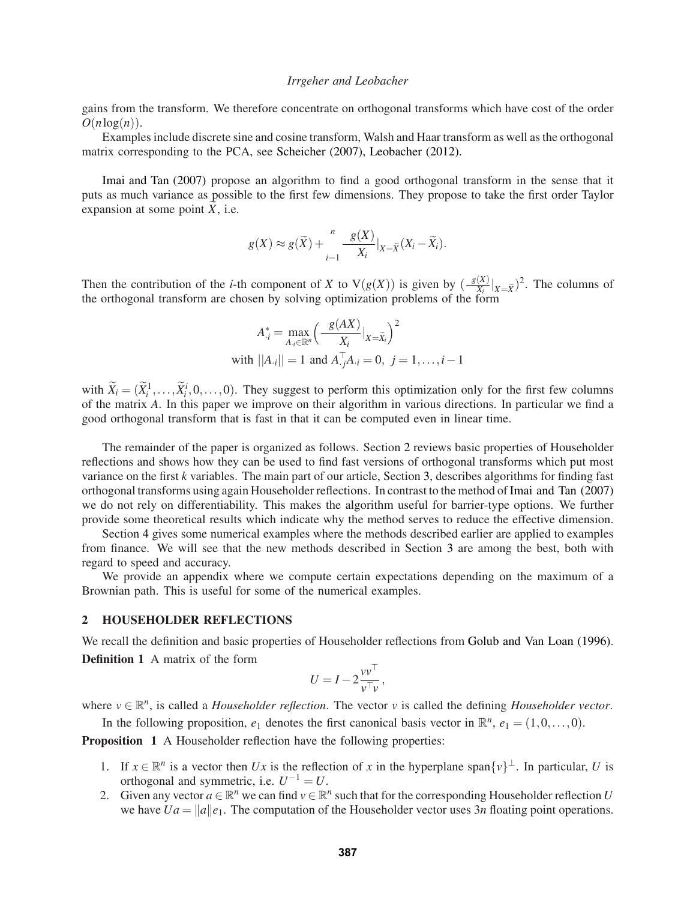gains from the transform. We therefore concentrate on orthogonal transforms which have cost of the order $O(n\log(n))$.

Examples include discrete sine and cosine transform, Walsh and Haar transform as well as the orthogonal matrix corresponding to the PCA, see Scheicher (2007), Leobacher (2012).

Imai and Tan (2007) propose an algorithm to find a good orthogonal transform in the sense that it puts as much variance as possible to the first few dimensions. They propose to take the first order Taylor expansion at some point $\widetilde{X}$, i.e.

$$g(X) \approx g(\widetilde{X}) + \sum_{i=1}^{n} \frac{\partial g(X)}{\partial X_i}\Big|_{X=\widetilde{X}} (X_i - \widetilde{X}_i).$$

Then the contribution of the $i$-th component of $X$ to $\mathrm{V}(g(X))$ is given by $(\frac{\partial g(X)}{\partial X_i}|_{X=\widetilde{X}})^2$. The columns of the orthogonal transform are chosen by solving optimization problems of the form

$$A_{\cdot i}^{*} = \max_{A_{\cdot i} \in \mathbb{R}^n} \Big( \frac{\partial g(AX)}{\partial X_i}\Big|_{X=\widetilde{X}_i} \Big)^2$$

$$\text{with } ||A_{\cdot i}|| = 1 \text{ and } A_{\cdot j}^{\top} A_{\cdot i} = 0,\ j = 1, \ldots, i-1$$

with $\widetilde{X}_i = (\widetilde{X}_i^1, \ldots, \widetilde{X}_i^i, 0, \ldots, 0)$. They suggest to perform this optimization only for the first few columns of the matrix $A$. In this paper we improve on their algorithm in various directions. In particular we find a good orthogonal transform that is fast in that it can be computed even in linear time.

The remainder of the paper is organized as follows. Section 2 reviews basic properties of Householder reflections and shows how they can be used to find fast versions of orthogonal transforms which put most variance on the first $k$ variables. The main part of our article, Section 3, describes algorithms for finding fast orthogonal transforms using again Householder reflections. In contrast to the method of Imai and Tan (2007) we do not rely on differentiability. This makes the algorithm useful for barrier-type options. We further provide some theoretical results which indicate why the method serves to reduce the effective dimension.

Section 4 gives some numerical examples where the methods described earlier are applied to examples from finance. We will see that the new methods described in Section 3 are among the best, both with regard to speed and accuracy.

We provide an appendix where we compute certain expectations depending on the maximum of a Brownian path. This is useful for some of the numerical examples.

## 2 HOUSEHOLDER REFLECTIONS

We recall the definition and basic properties of Householder reflections from Golub and Van Loan (1996).

**Definition 1** A matrix of the form

$$U = I - 2\frac{vv^{\top}}{v^{\top}v},$$

where $v \in \mathbb{R}^n$, is called a *Householder reflection*. The vector $v$ is called the defining *Householder vector*.

In the following proposition, $e_1$ denotes the first canonical basis vector in $\mathbb{R}^n$, $e_1 = (1, 0, \ldots, 0)$.

**Proposition 1** A Householder reflection have the following properties:

1. If $x \in \mathbb{R}^n$ is a vector then $Ux$ is the reflection of $x$ in the hyperplane $\mathrm{span}\{v\}^{\perp}$. In particular, $U$ is orthogonal and symmetric, i.e. $U^{-1} = U$.
2. Given any vector $a \in \mathbb{R}^n$ we can find $v \in \mathbb{R}^n$ such that for the corresponding Householder reflection $U$ we have $Ua = \|a\|e_1$. The computation of the Householder vector uses $3n$ floating point operations.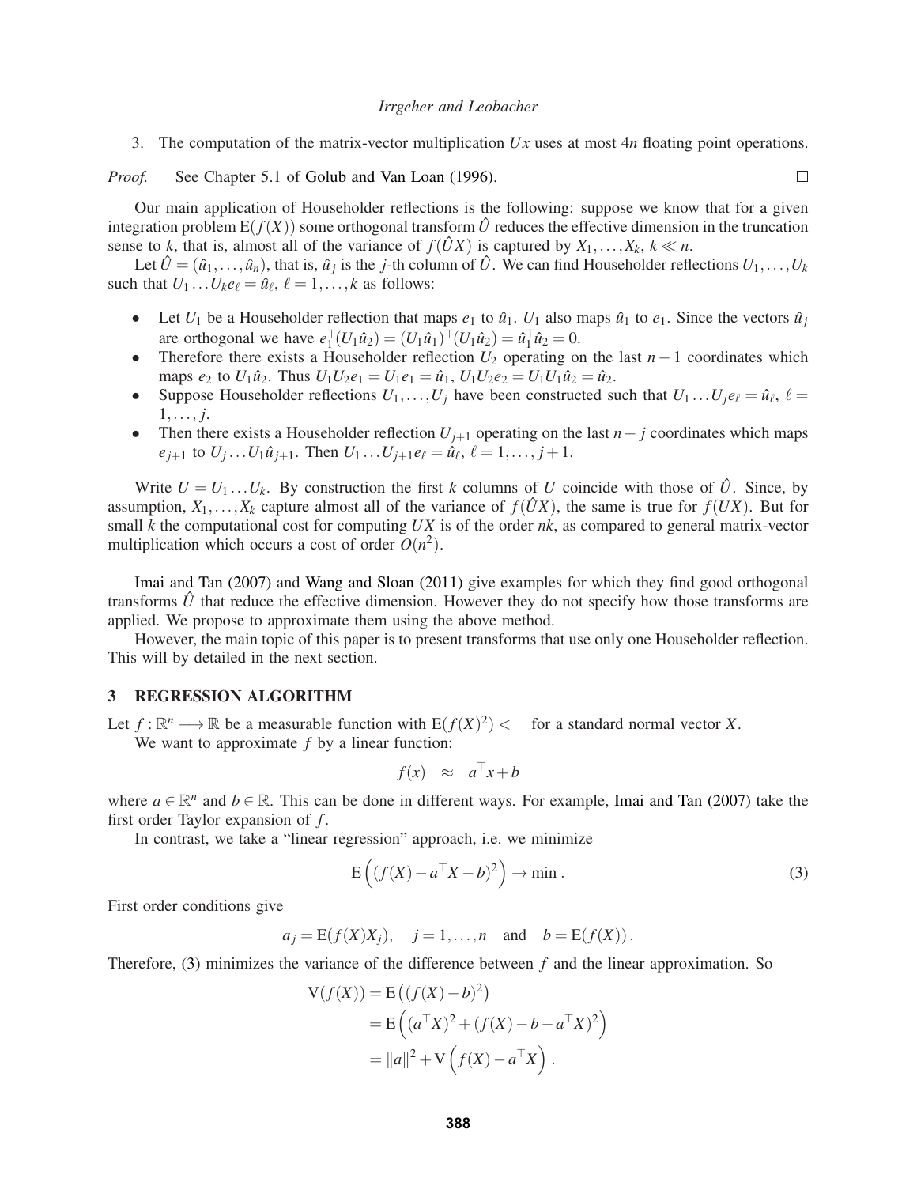3. The computation of the matrix-vector multiplication $Ux$ uses at most $4n$ floating point operations.

*Proof.* See Chapter 5.1 of Golub and Van Loan (1996). □

Our main application of Householder reflections is the following: suppose we know that for a given integration problem $\mathrm{E}(f(X))$ some orthogonal transform $\hat{U}$ reduces the effective dimension in the truncation sense to $k$, that is, almost all of the variance of $f(\hat{U}X)$ is captured by $X_1,\ldots,X_k$, $k \ll n$.

Let $\hat{U} = (\hat{u}_1,\ldots,\hat{u}_n)$, that is, $\hat{u}_j$ is the $j$-th column of $\hat{U}$. We can find Householder reflections $U_1,\ldots,U_k$ such that $U_1 \ldots U_k e_\ell = \hat{u}_\ell$, $\ell = 1,\ldots,k$ as follows:

- Let $U_1$ be a Householder reflection that maps $e_1$ to $\hat{u}_1$. $U_1$ also maps $\hat{u}_1$ to $e_1$. Since the vectors $\hat{u}_j$ are orthogonal we have $e_1^\top(U_1\hat{u}_2) = (U_1\hat{u}_1)^\top(U_1\hat{u}_2) = \hat{u}_1^\top\hat{u}_2 = 0$.
- Therefore there exists a Householder reflection $U_2$ operating on the last $n-1$ coordinates which maps $e_2$ to $U_1\hat{u}_2$. Thus $U_1U_2e_1 = U_1e_1 = \hat{u}_1$, $U_1U_2e_2 = U_1U_1\hat{u}_2 = \hat{u}_2$.
- Suppose Householder reflections $U_1,\ldots,U_j$ have been constructed such that $U_1 \ldots U_j e_\ell = \hat{u}_\ell$, $\ell = 1,\ldots,j$.
- Then there exists a Householder reflection $U_{j+1}$ operating on the last $n-j$ coordinates which maps $e_{j+1}$ to $U_j \ldots U_1 \hat{u}_{j+1}$. Then $U_1 \ldots U_{j+1} e_\ell = \hat{u}_\ell$, $\ell = 1,\ldots,j+1$.

Write $U = U_1 \ldots U_k$. By construction the first $k$ columns of $U$ coincide with those of $\hat{U}$. Since, by assumption, $X_1,\ldots,X_k$ capture almost all of the variance of $f(\hat{U}X)$, the same is true for $f(UX)$. But for small $k$ the computational cost for computing $UX$ is of the order $nk$, as compared to general matrix-vector multiplication which occurs a cost of order $O(n^2)$.

Imai and Tan (2007) and Wang and Sloan (2011) give examples for which they find good orthogonal transforms $\hat{U}$ that reduce the effective dimension. However they do not specify how those transforms are applied. We propose to approximate them using the above method.

However, the main topic of this paper is to present transforms that use only one Householder reflection. This will by detailed in the next section.

## 3 REGRESSION ALGORITHM

Let $f : \mathbb{R}^n \longrightarrow \mathbb{R}$ be a measurable function with $\mathrm{E}(f(X)^2) < \infty$ for a standard normal vector $X$.

We want to approximate $f$ by a linear function:

$$f(x) \quad \approx \quad a^\top x + b$$

where $a \in \mathbb{R}^n$ and $b \in \mathbb{R}$. This can be done in different ways. For example, Imai and Tan (2007) take the first order Taylor expansion of $f$.

In contrast, we take a "linear regression" approach, i.e. we minimize

$$\mathrm{E}\left((f(X) - a^\top X - b)^2\right) \to \min . \tag{3}$$

First order conditions give

$$a_j = \mathrm{E}(f(X)X_j), \quad j = 1,\ldots,n \quad \text{and} \quad b = \mathrm{E}(f(X)) .$$

Therefore, (3) minimizes the variance of the difference between $f$ and the linear approximation. So

$$\begin{aligned}
\mathrm{V}(f(X)) &= \mathrm{E}\left((f(X)-b)^2\right) \\
&= \mathrm{E}\left((a^\top X)^2 + (f(X) - b - a^\top X)^2\right) \\
&= \|a\|^2 + \mathrm{V}\left(f(X) - a^\top X\right) .
\end{aligned}$$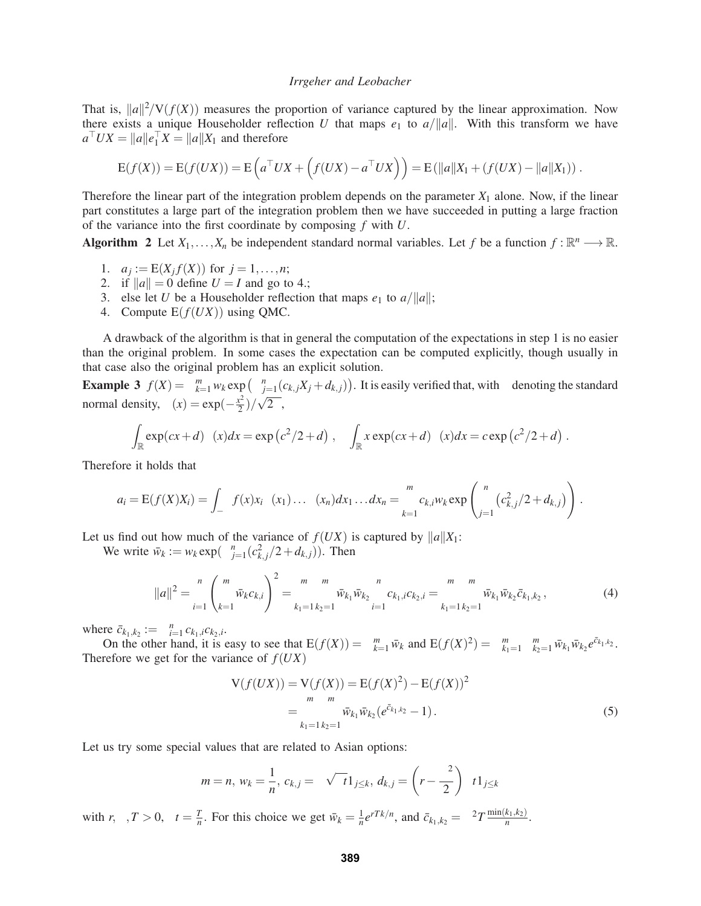That is, $\|a\|^2/\mathrm{V}(f(X))$ measures the proportion of variance captured by the linear approximation. Now there exists a unique Householder reflection $U$ that maps $e_1$ to $a/\|a\|$. With this transform we have $a^\top UX = \|a\|e_1^\top X = \|a\|X_1$ and therefore

$$\mathrm{E}(f(X)) = \mathrm{E}(f(UX)) = \mathrm{E}\left(a^\top UX + \left(f(UX) - a^\top UX\right)\right) = \mathrm{E}\left(\|a\|X_1 + (f(UX) - \|a\|X_1)\right).$$

Therefore the linear part of the integration problem depends on the parameter $X_1$ alone. Now, if the linear part constitutes a large part of the integration problem then we have succeeded in putting a large fraction of the variance into the first coordinate by composing $f$ with $U$.

**Algorithm 2** Let $X_1,\ldots,X_n$ be independent standard normal variables. Let $f$ be a function $f:\mathbb{R}^n \longrightarrow \mathbb{R}$.

1. $a_j := \mathrm{E}(X_j f(X))$ for $j = 1,\ldots,n$;
2. if $\|a\| = 0$ define $U = I$ and go to 4.;
3. else let $U$ be a Householder reflection that maps $e_1$ to $a/\|a\|$;
4. Compute $\mathrm{E}(f(UX))$ using QMC.

A drawback of the algorithm is that in general the computation of the expectations in step 1 is no easier than the original problem. In some cases the expectation can be computed explicitly, though usually in that case also the original problem has an explicit solution.

**Example 3** $f(X) = \sum_{k=1}^{m} w_k \exp\left(\sum_{j=1}^{n}(c_{k,j}X_j + d_{k,j})\right)$. It is easily verified that, with $\phi$ denoting the standard normal density, $\phi(x) = \exp(-\frac{x^2}{2})/\sqrt{2\pi}$,

$$\int_{\mathbb{R}} \exp(cx+d)\phi(x)dx = \exp\left(c^2/2 + d\right), \quad \int_{\mathbb{R}} x\exp(cx+d)\phi(x)dx = c\exp\left(c^2/2+d\right).$$

Therefore it holds that

$$a_i = \mathrm{E}(f(X)X_i) = \int_{-\infty}^{\infty} f(x)x_i\phi(x_1)\ldots\phi(x_n)dx_1\ldots dx_n = \sum_{k=1}^{m} c_{k,i}w_k \exp\left(\sum_{j=1}^{n}\left(c_{k,j}^2/2 + d_{k,j}\right)\right).$$

Let us find out how much of the variance of $f(UX)$ is captured by $\|a\|X_1$:

We write $\bar{w}_k := w_k \exp(\sum_{j=1}^{n}(c_{k,j}^2/2 + d_{k,j}))$. Then

$$\|a\|^2 = \sum_{i=1}^{n}\left(\sum_{k=1}^{m}\bar{w}_k c_{k,i}\right)^2 = \sum_{k_1=1}^{m}\sum_{k_2=1}^{m}\bar{w}_{k_1}\bar{w}_{k_2}\sum_{i=1}^{n}c_{k_1,i}c_{k_2,i} = \sum_{k_1=1}^{m}\sum_{k_2=1}^{m}\bar{w}_{k_1}\bar{w}_{k_2}\bar{c}_{k_1,k_2}, \tag{4}$$

where $\bar{c}_{k_1,k_2} := \sum_{i=1}^{n} c_{k_1,i}c_{k_2,i}$.

On the other hand, it is easy to see that $\mathrm{E}(f(X)) = \sum_{k=1}^{m}\bar{w}_k$ and $\mathrm{E}(f(X)^2) = \sum_{k_1=1}^{m}\sum_{k_2=1}^{m}\bar{w}_{k_1}\bar{w}_{k_2}e^{\bar{c}_{k_1,k_2}}$. Therefore we get for the variance of $f(UX)$

$$\begin{aligned}\mathrm{V}(f(UX)) = \mathrm{V}(f(X)) &= \mathrm{E}(f(X)^2) - \mathrm{E}(f(X))^2 \\ &= \sum_{k_1=1}^{m}\sum_{k_2=1}^{m}\bar{w}_{k_1}\bar{w}_{k_2}(e^{\bar{c}_{k_1,k_2}} - 1).\end{aligned} \tag{5}$$

Let us try some special values that are related to Asian options:

$$m = n,\ w_k = \frac{1}{n},\ c_{k,j} = \sigma\sqrt{\Delta t}1_{j\le k},\ d_{k,j} = \left(r - \frac{\sigma^2}{2}\right)\Delta t 1_{j\le k}$$

with $r,\sigma,T > 0$, $\Delta t = \frac{T}{n}$. For this choice we get $\bar{w}_k = \frac{1}{n}e^{rTk/n}$, and $\bar{c}_{k_1,k_2} = \sigma^2 T\frac{\min(k_1,k_2)}{n}$.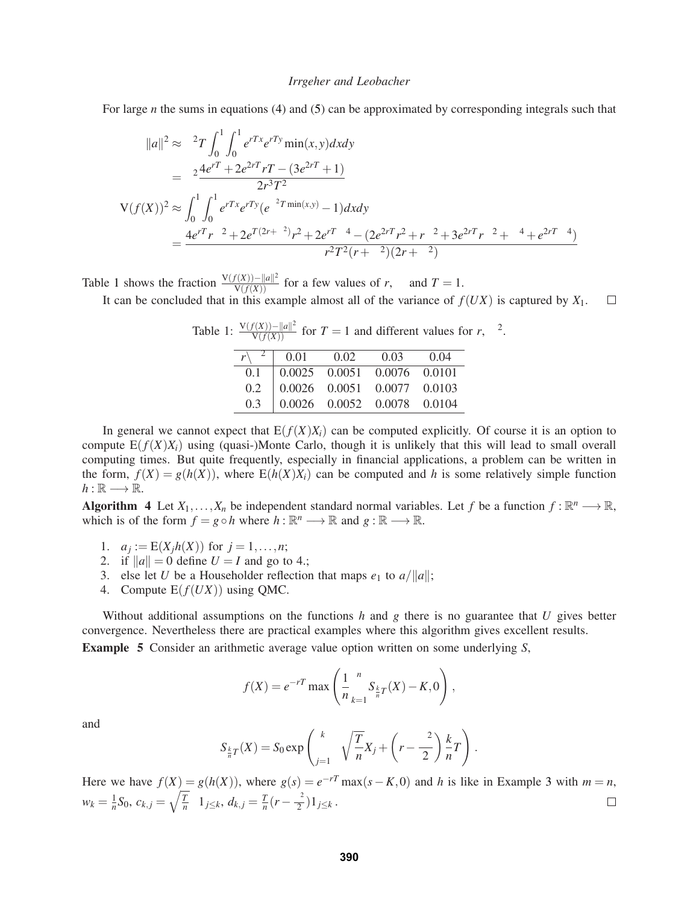For large $n$ the sums in equations (4) and (5) can be approximated by corresponding integrals such that

$$
\begin{aligned}
\|a\|^2 &\approx \sigma^2 T \int_0^1 \int_0^1 e^{rTx} e^{rTy} \min(x,y)\,dx\,dy \\
&= \sigma^2 \frac{4e^{rT} + 2e^{2rT} rT - (3e^{2rT}+1)}{2r^3T^2} \\
\mathrm{V}(f(X))^2 &\approx \int_0^1 \int_0^1 e^{rTx} e^{rTy} (e^{\sigma^2 T \min(x,y)} - 1)\,dx\,dy \\
&= \frac{4e^{rT} r\sigma^2 + 2e^{T(2r+\sigma^2)} r^2 + 2e^{rT}\sigma^4 - (2e^{2rT} r^2 + r\sigma^2 + 3e^{2rT} r\sigma^2 + \sigma^4 + e^{2rT}\sigma^4)}{r^2T^2(r+\sigma^2)(2r+\sigma^2)}
\end{aligned}
$$

Table 1 shows the fraction $\frac{\mathrm{V}(f(X)) - \|a\|^2}{\mathrm{V}(f(X))}$ for a few values of $r$, $\sigma$ and $T = 1$.

It can be concluded that in this example almost all of the variance of $f(UX)$ is captured by $X_1$. $\square$

Table 1: $\frac{\mathrm{V}(f(X)) - \|a\|^2}{\mathrm{V}(f(X))}$ for $T = 1$ and different values for $r$, $\sigma^2$.

| $r \backslash \sigma^2$ | 0.01 | 0.02 | 0.03 | 0.04 |
|---|---|---|---|---|
| 0.1 | 0.0025 | 0.0051 | 0.0076 | 0.0101 |
| 0.2 | 0.0026 | 0.0051 | 0.0077 | 0.0103 |
| 0.3 | 0.0026 | 0.0052 | 0.0078 | 0.0104 |

In general we cannot expect that $\mathrm{E}(f(X)X_i)$ can be computed explicitly. Of course it is an option to compute $\mathrm{E}(f(X)X_i)$ using (quasi-)Monte Carlo, though it is unlikely that this will lead to small overall computing times. But quite frequently, especially in financial applications, a problem can be written in the form, $f(X) = g(h(X))$, where $\mathrm{E}(h(X)X_i)$ can be computed and $h$ is some relatively simple function $h : \mathbb{R} \longrightarrow \mathbb{R}$.

**Algorithm 4** Let $X_1, \ldots, X_n$ be independent standard normal variables. Let $f$ be a function $f : \mathbb{R}^n \longrightarrow \mathbb{R}$, which is of the form $f = g \circ h$ where $h : \mathbb{R}^n \longrightarrow \mathbb{R}$ and $g : \mathbb{R} \longrightarrow \mathbb{R}$.

1. $a_j := \mathrm{E}(X_j h(X))$ for $j = 1, \ldots, n$;
2. if $\|a\| = 0$ define $U = I$ and go to 4.;
3. else let $U$ be a Householder reflection that maps $e_1$ to $a/\|a\|$;
4. Compute $\mathrm{E}(f(UX))$ using QMC.

Without additional assumptions on the functions $h$ and $g$ there is no guarantee that $U$ gives better convergence. Nevertheless there are practical examples where this algorithm gives excellent results.

**Example 5** Consider an arithmetic average value option written on some underlying $S$,

$$
f(X) = e^{-rT} \max\left(\frac{1}{n}\sum_{k=1}^{n} S_{\frac{k}{n}T}(X) - K, 0\right),
$$

and

$$
S_{\frac{k}{n}T}(X) = S_0 \exp\left(\sum_{j=1}^{k} \sigma\sqrt{\frac{T}{n}} X_j + \left(r - \frac{\sigma^2}{2}\right)\frac{k}{n}T\right).
$$

Here we have $f(X) = g(h(X))$, where $g(s) = e^{-rT}\max(s - K, 0)$ and $h$ is like in Example 3 with $m = n$, $w_k = \frac{1}{n}S_0$, $c_{k,j} = \sqrt{\frac{T}{n}}\sigma 1_{j \le k}$, $d_{k,j} = \frac{T}{n}(r - \frac{\sigma^2}{2})1_{j \le k}$. $\square$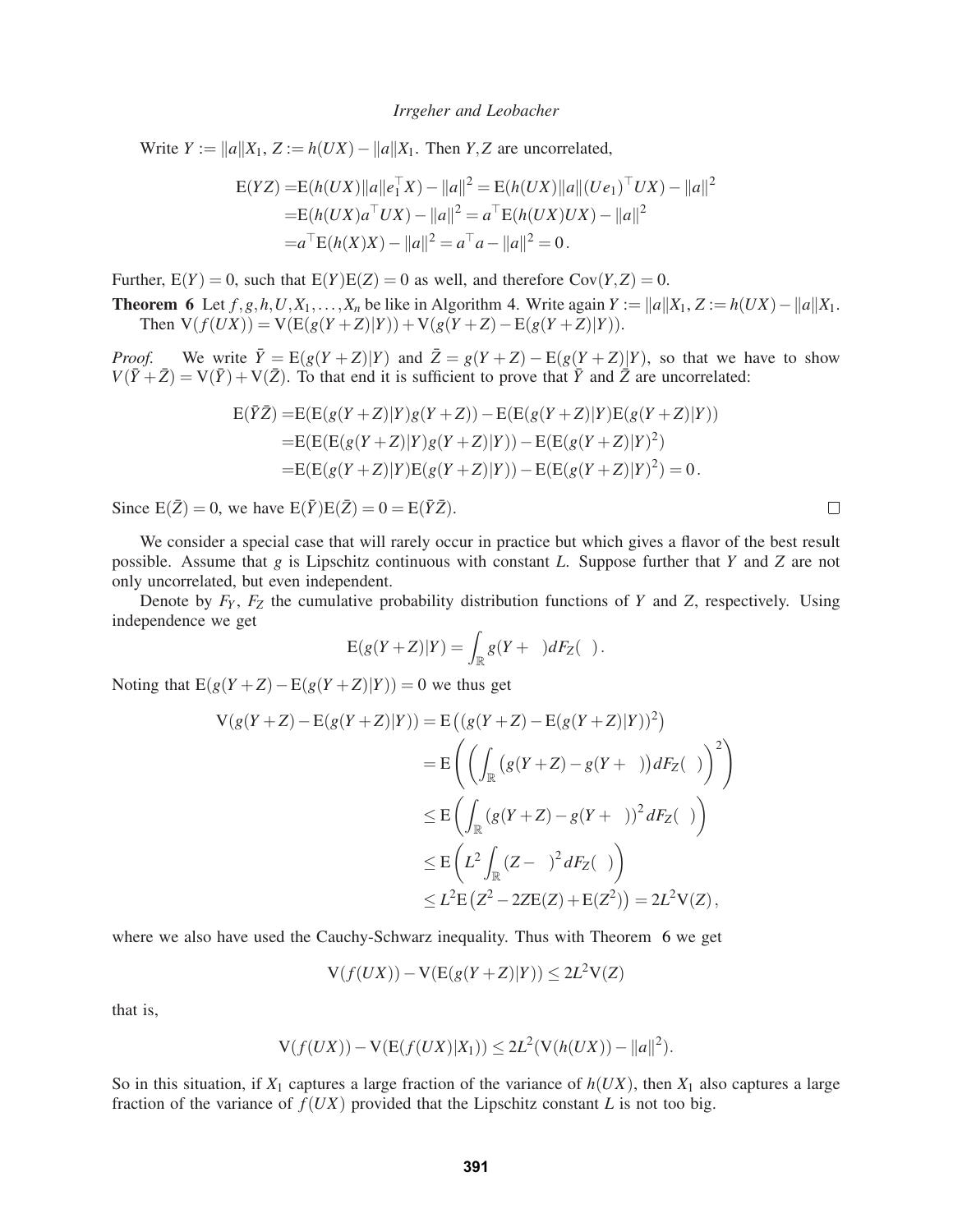Write $Y := \|a\|X_1$, $Z := h(UX) - \|a\|X_1$. Then $Y, Z$ are uncorrelated,

$$
\begin{aligned}
\mathrm{E}(YZ) =& \mathrm{E}(h(UX)\|a\|e_1^\top X) - \|a\|^2 = \mathrm{E}(h(UX)\|a\|(Ue_1)^\top UX) - \|a\|^2 \\
=& \mathrm{E}(h(UX)a^\top UX) - \|a\|^2 = a^\top \mathrm{E}(h(UX)UX) - \|a\|^2 \\
=& a^\top \mathrm{E}(h(X)X) - \|a\|^2 = a^\top a - \|a\|^2 = 0 \,.
\end{aligned}
$$

Further, $\mathrm{E}(Y) = 0$, such that $\mathrm{E}(Y)\mathrm{E}(Z) = 0$ as well, and therefore $\mathrm{Cov}(Y,Z) = 0$.

**Theorem 6** Let $f, g, h, U, X_1, \ldots, X_n$ be like in Algorithm 4. Write again $Y := \|a\|X_1$, $Z := h(UX) - \|a\|X_1$. Then $\mathrm{V}(f(UX)) = \mathrm{V}(\mathrm{E}(g(Y+Z)|Y)) + \mathrm{V}(g(Y+Z) - \mathrm{E}(g(Y+Z)|Y))$.

*Proof.* We write $\bar{Y} = \mathrm{E}(g(Y+Z)|Y)$ and $\bar{Z} = g(Y+Z) - \mathrm{E}(g(Y+Z)|Y)$, so that we have to show $V(\bar{Y} + \bar{Z}) = \mathrm{V}(\bar{Y}) + \mathrm{V}(\bar{Z})$. To that end it is sufficient to prove that $\bar{Y}$ and $\bar{Z}$ are uncorrelated:

$$
\begin{aligned}
\mathrm{E}(\bar{Y}\bar{Z}) =& \mathrm{E}(\mathrm{E}(g(Y+Z)|Y)g(Y+Z)) - \mathrm{E}(\mathrm{E}(g(Y+Z)|Y)\mathrm{E}(g(Y+Z)|Y)) \\
=& \mathrm{E}(\mathrm{E}(\mathrm{E}(g(Y+Z)|Y)g(Y+Z)|Y)) - \mathrm{E}(\mathrm{E}(g(Y+Z)|Y)^2) \\
=& \mathrm{E}(\mathrm{E}(g(Y+Z)|Y)\mathrm{E}(g(Y+Z)|Y)) - \mathrm{E}(\mathrm{E}(g(Y+Z)|Y)^2) = 0 \,.
\end{aligned}
$$

Since $\mathrm{E}(\bar{Z}) = 0$, we have $\mathrm{E}(\bar{Y})\mathrm{E}(\bar{Z}) = 0 = \mathrm{E}(\bar{Y}\bar{Z})$. $\square$

We consider a special case that will rarely occur in practice but which gives a flavor of the best result possible. Assume that $g$ is Lipschitz continuous with constant $L$. Suppose further that $Y$ and $Z$ are not only uncorrelated, but even independent.

Denote by $F_Y$, $F_Z$ the cumulative probability distribution functions of $Y$ and $Z$, respectively. Using independence we get

$$
\mathrm{E}(g(Y+Z)|Y) = \int_{\mathbb{R}} g(Y+\zeta)dF_Z(\zeta) \,.
$$

Noting that $\mathrm{E}(g(Y+Z) - \mathrm{E}(g(Y+Z)|Y)) = 0$ we thus get

$$
\begin{aligned}
\mathrm{V}(g(Y+Z) - \mathrm{E}(g(Y+Z)|Y)) &= \mathrm{E}\left((g(Y+Z) - \mathrm{E}(g(Y+Z)|Y))^2\right) \\
&= \mathrm{E}\left(\left(\int_{\mathbb{R}} \big(g(Y+Z) - g(Y+\zeta)\big)dF_Z(\zeta)\right)^2\right) \\
&\leq \mathrm{E}\left(\int_{\mathbb{R}} (g(Y+Z) - g(Y+\zeta))^2 dF_Z(\zeta)\right) \\
&\leq \mathrm{E}\left(L^2 \int_{\mathbb{R}} (Z-\zeta)^2 dF_Z(\zeta)\right) \\
&\leq L^2 \mathrm{E}\left(Z^2 - 2Z\mathrm{E}(Z) + \mathrm{E}(Z^2)\right) = 2L^2\mathrm{V}(Z) \,,
\end{aligned}
$$

where we also have used the Cauchy-Schwarz inequality. Thus with Theorem 6 we get

$$
\mathrm{V}(f(UX)) - \mathrm{V}(\mathrm{E}(g(Y+Z)|Y)) \leq 2L^2\mathrm{V}(Z)
$$

that is,

$$
\mathrm{V}(f(UX)) - \mathrm{V}(\mathrm{E}(f(UX)|X_1)) \leq 2L^2(\mathrm{V}(h(UX)) - \|a\|^2).
$$

So in this situation, if $X_1$ captures a large fraction of the variance of $h(UX)$, then $X_1$ also captures a large fraction of the variance of $f(UX)$ provided that the Lipschitz constant $L$ is not too big.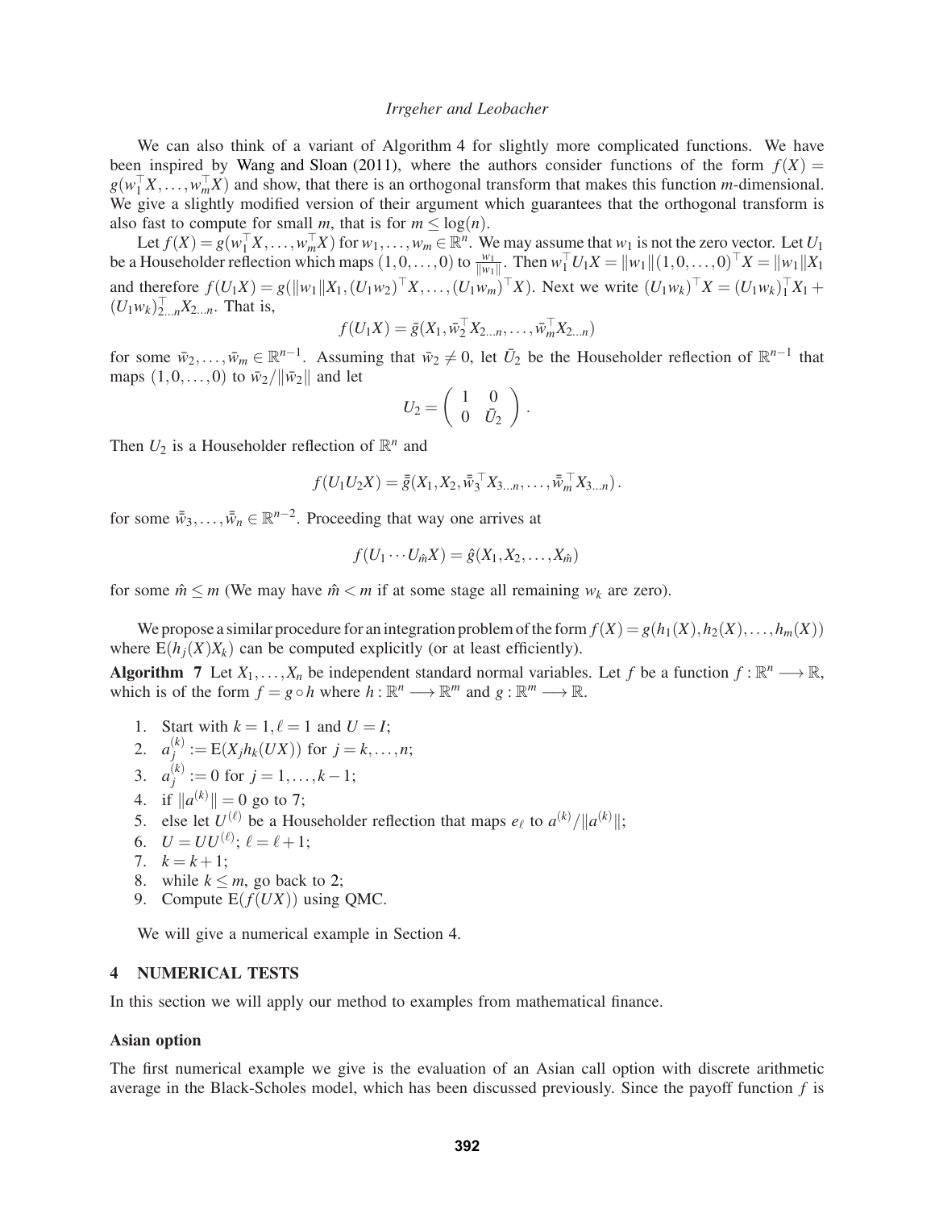We can also think of a variant of Algorithm 4 for slightly more complicated functions. We have been inspired by Wang and Sloan (2011), where the authors consider functions of the form $f(X) = g(w_1^\top X, \ldots, w_m^\top X)$ and show, that there is an orthogonal transform that makes this function $m$-dimensional. We give a slightly modified version of their argument which guarantees that the orthogonal transform is also fast to compute for small $m$, that is for $m \le \log(n)$.

Let $f(X) = g(w_1^\top X, \ldots, w_m^\top X)$ for $w_1, \ldots, w_m \in \mathbb{R}^n$. We may assume that $w_1$ is not the zero vector. Let $U_1$ be a Householder reflection which maps $(1,0,\ldots,0)$ to $\frac{w_1}{\|w_1\|}$. Then $w_1^\top U_1 X = \|w_1\|(1,0,\ldots,0)^\top X = \|w_1\| X_1$ and therefore $f(U_1 X) = g(\|w_1\| X_1, (U_1 w_2)^\top X, \ldots, (U_1 w_m)^\top X)$. Next we write $(U_1 w_k)^\top X = (U_1 w_k)_1^\top X_1 + (U_1 w_k)_{2\ldots n}^\top X_{2\ldots n}$. That is,

$$f(U_1 X) = \bar{g}(X_1, \bar{w}_2^\top X_{2\ldots n}, \ldots, \bar{w}_m^\top X_{2\ldots n})$$

for some $\bar{w}_2, \ldots, \bar{w}_m \in \mathbb{R}^{n-1}$. Assuming that $\bar{w}_2 \neq 0$, let $\bar{U}_2$ be the Householder reflection of $\mathbb{R}^{n-1}$ that maps $(1,0,\ldots,0)$ to $\bar{w}_2/\|\bar{w}_2\|$ and let

$$U_2 = \begin{pmatrix} 1 & 0 \\ 0 & \bar{U}_2 \end{pmatrix}.$$

Then $U_2$ is a Householder reflection of $\mathbb{R}^n$ and

$$f(U_1 U_2 X) = \bar{\bar{g}}(X_1, X_2, \bar{\bar{w}}_3^\top X_{3\ldots n}, \ldots, \bar{\bar{w}}_m^\top X_{3\ldots n}).$$

for some $\bar{\bar{w}}_3, \ldots, \bar{\bar{w}}_n \in \mathbb{R}^{n-2}$. Proceeding that way one arrives at

$$f(U_1 \cdots U_{\hat{m}} X) = \hat{g}(X_1, X_2, \ldots, X_{\hat{m}})$$

for some $\hat{m} \le m$ (We may have $\hat{m} < m$ if at some stage all remaining $w_k$ are zero).

We propose a similar procedure for an integration problem of the form $f(X) = g(h_1(X), h_2(X), \ldots, h_m(X))$ where $\mathrm{E}(h_j(X) X_k)$ can be computed explicitly (or at least efficiently).

**Algorithm 7** Let $X_1, \ldots, X_n$ be independent standard normal variables. Let $f$ be a function $f : \mathbb{R}^n \longrightarrow \mathbb{R}$, which is of the form $f = g \circ h$ where $h : \mathbb{R}^n \longrightarrow \mathbb{R}^m$ and $g : \mathbb{R}^m \longrightarrow \mathbb{R}$.

1. Start with $k = 1, \ell = 1$ and $U = I$;
2. $a_j^{(k)} := \mathrm{E}(X_j h_k(UX))$ for $j = k, \ldots, n$;
3. $a_j^{(k)} := 0$ for $j = 1, \ldots, k-1$;
4. if $\|a^{(k)}\| = 0$ go to 7;
5. else let $U^{(\ell)}$ be a Householder reflection that maps $e_\ell$ to $a^{(k)}/\|a^{(k)}\|$;
6. $U = UU^{(\ell)}$; $\ell = \ell + 1$;
7. $k = k + 1$;
8. while $k \le m$, go back to 2;
9. Compute $\mathrm{E}(f(UX))$ using QMC.

We will give a numerical example in Section 4.

## 4 NUMERICAL TESTS

In this section we will apply our method to examples from mathematical finance.

### Asian option

The first numerical example we give is the evaluation of an Asian call option with discrete arithmetic average in the Black-Scholes model, which has been discussed previously. Since the payoff function $f$ is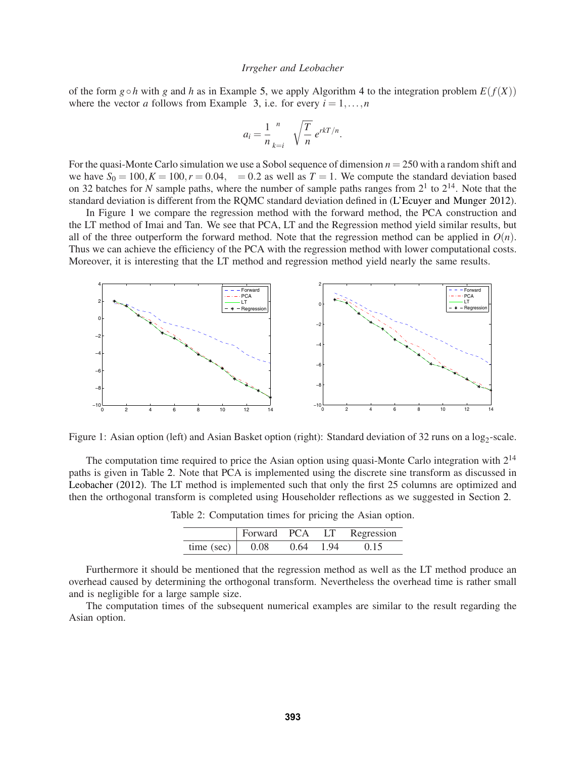of the form $g \circ h$ with $g$ and $h$ as in Example 5, we apply Algorithm 4 to the integration problem $E(f(X))$ where the vector $a$ follows from Example 3, i.e. for every $i = 1, \ldots, n$

$$a_i = \frac{1}{n} \sum_{k=i}^{n} \sqrt{\frac{T}{n}} e^{rkT/n}.$$

For the quasi-Monte Carlo simulation we use a Sobol sequence of dimension $n = 250$ with a random shift and we have $S_0 = 100, K = 100, r = 0.04, \sigma = 0.2$ as well as $T = 1$. We compute the standard deviation based on 32 batches for $N$ sample paths, where the number of sample paths ranges from $2^1$ to $2^{14}$. Note that the standard deviation is different from the RQMC standard deviation defined in (L'Ecuyer and Munger 2012).

In Figure 1 we compare the regression method with the forward method, the PCA construction and the LT method of Imai and Tan. We see that PCA, LT and the Regression method yield similar results, but all of the three outperform the forward method. Note that the regression method can be applied in $O(n)$. Thus we can achieve the efficiency of the PCA with the regression method with lower computational costs. Moreover, it is interesting that the LT method and regression method yield nearly the same results.

Forward
PCA
LT
Regression

Forward
PCA
LT
Regression

Figure 1: Asian option (left) and Asian Basket option (right): Standard deviation of 32 runs on a $\log_2$-scale.

The computation time required to price the Asian option using quasi-Monte Carlo integration with $2^{14}$ paths is given in Table 2. Note that PCA is implemented using the discrete sine transform as discussed in Leobacher (2012). The LT method is implemented such that only the first 25 columns are optimized and then the orthogonal transform is completed using Householder reflections as we suggested in Section 2.

Table 2: Computation times for pricing the Asian option.

| | Forward | PCA | LT | Regression |
|---|---|---|---|---|
| time (sec) | 0.08 | 0.64 | 1.94 | 0.15 |

Furthermore it should be mentioned that the regression method as well as the LT method produce an overhead caused by determining the orthogonal transform. Nevertheless the overhead time is rather small and is negligible for a large sample size.

The computation times of the subsequent numerical examples are similar to the result regarding the Asian option.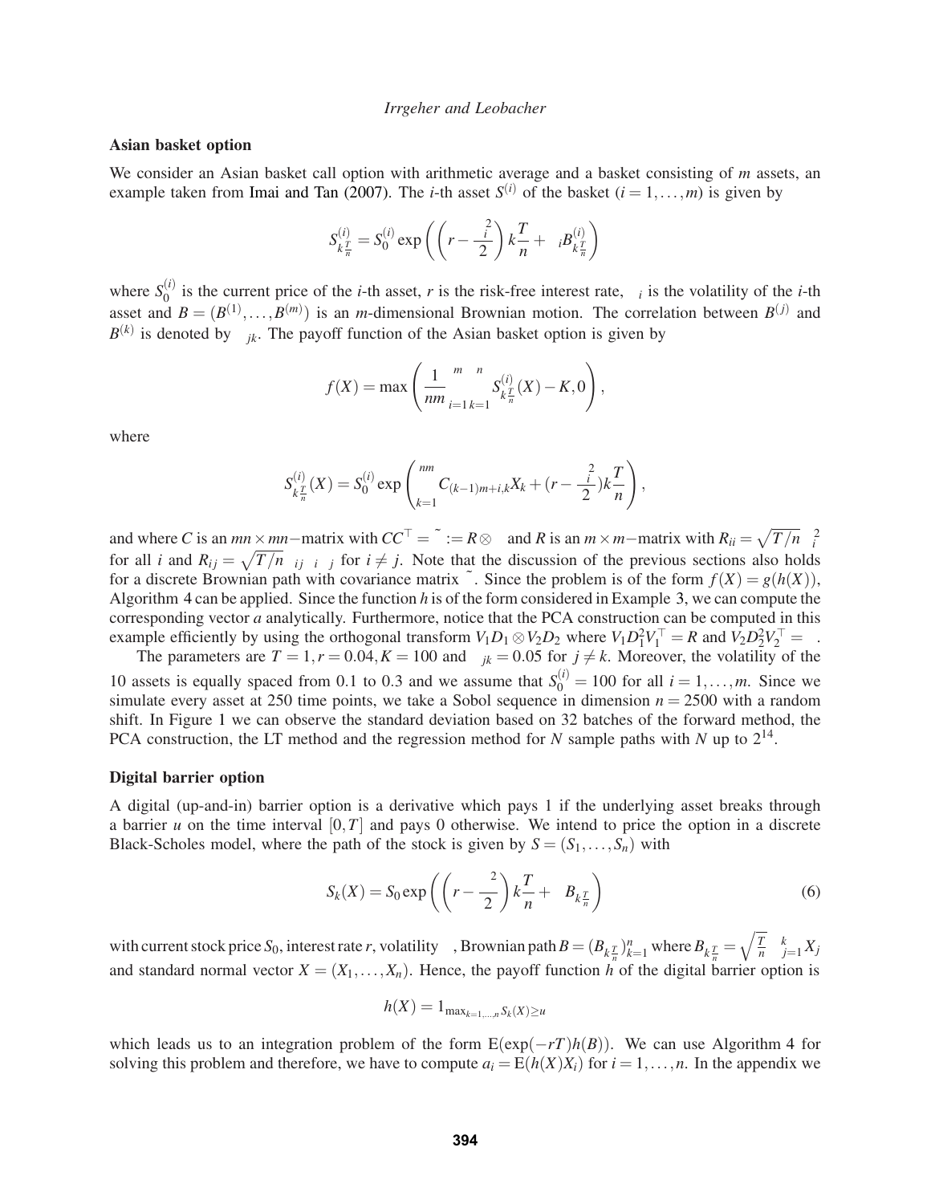### Asian basket option

We consider an Asian basket call option with arithmetic average and a basket consisting of $m$ assets, an example taken from Imai and Tan (2007). The $i$-th asset $S^{(i)}$ of the basket ($i = 1,\ldots,m$) is given by

$$S^{(i)}_{k\frac{T}{n}} = S^{(i)}_0 \exp\left(\left(r - \frac{\sigma_i^2}{2}\right) k\frac{T}{n} + \sigma_i B^{(i)}_{k\frac{T}{n}}\right)$$

where $S^{(i)}_0$ is the current price of the $i$-th asset, $r$ is the risk-free interest rate, $\sigma_i$ is the volatility of the $i$-th asset and $B = (B^{(1)},\ldots,B^{(m)})$ is an $m$-dimensional Brownian motion. The correlation between $B^{(j)}$ and $B^{(k)}$ is denoted by $\rho_{jk}$. The payoff function of the Asian basket option is given by

$$f(X) = \max\left(\frac{1}{nm}\sum_{i=1}^{m}\sum_{k=1}^{n} S^{(i)}_{k\frac{T}{n}}(X) - K, 0\right),$$

where

$$S^{(i)}_{k\frac{T}{n}}(X) = S^{(i)}_0 \exp\left(\sum_{k=1}^{nm} C_{(k-1)m+i,k} X_k + (r - \frac{\sigma_i^2}{2})k\frac{T}{n}\right),$$

and where $C$ is an $mn \times mn-$matrix with $CC^\top = \tilde{\Sigma} := R \otimes \Sigma$ and $R$ is an $m \times m-$matrix with $R_{ii} = \sqrt{T/n}\,\sigma_i^2$ for all $i$ and $R_{ij} = \sqrt{T/n}\,\rho_{ij}\sigma_i\sigma_j$ for $i \neq j$. Note that the discussion of the previous sections also holds for a discrete Brownian path with covariance matrix $\tilde{\Sigma}$. Since the problem is of the form $f(X) = g(h(X))$, Algorithm 4 can be applied. Since the function $h$ is of the form considered in Example 3, we can compute the corresponding vector $a$ analytically. Furthermore, notice that the PCA construction can be computed in this example efficiently by using the orthogonal transform $V_1D_1 \otimes V_2D_2$ where $V_1D_1^2V_1^\top = R$ and $V_2D_2^2V_2^\top = \Sigma$.

The parameters are $T = 1, r = 0.04, K = 100$ and $\rho_{jk} = 0.05$ for $j \neq k$. Moreover, the volatility of the 10 assets is equally spaced from 0.1 to 0.3 and we assume that $S^{(i)}_0 = 100$ for all $i = 1,\ldots,m$. Since we simulate every asset at 250 time points, we take a Sobol sequence in dimension $n = 2500$ with a random shift. In Figure 1 we can observe the standard deviation based on 32 batches of the forward method, the PCA construction, the LT method and the regression method for $N$ sample paths with $N$ up to $2^{14}$.

### Digital barrier option

A digital (up-and-in) barrier option is a derivative which pays 1 if the underlying asset breaks through a barrier $u$ on the time interval $[0,T]$ and pays 0 otherwise. We intend to price the option in a discrete Black-Scholes model, where the path of the stock is given by $S = (S_1,\ldots,S_n)$ with

$$S_k(X) = S_0 \exp\left(\left(r - \frac{\sigma^2}{2}\right) k\frac{T}{n} + \sigma B_{k\frac{T}{n}}\right) \tag{6}$$

with current stock price $S_0$, interest rate $r$, volatility $\sigma$, Brownian path $B = (B_{k\frac{T}{n}})_{k=1}^n$ where $B_{k\frac{T}{n}} = \sqrt{\frac{T}{n}}\sum_{j=1}^{k} X_j$ and standard normal vector $X = (X_1,\ldots,X_n)$. Hence, the payoff function $h$ of the digital barrier option is

$$h(X) = 1_{\max_{k=1,\ldots,n} S_k(X) \geq u}$$

which leads us to an integration problem of the form $\mathrm{E}(\exp(-rT)h(B))$. We can use Algorithm 4 for solving this problem and therefore, we have to compute $a_i = \mathrm{E}(h(X)X_i)$ for $i = 1,\ldots,n$. In the appendix we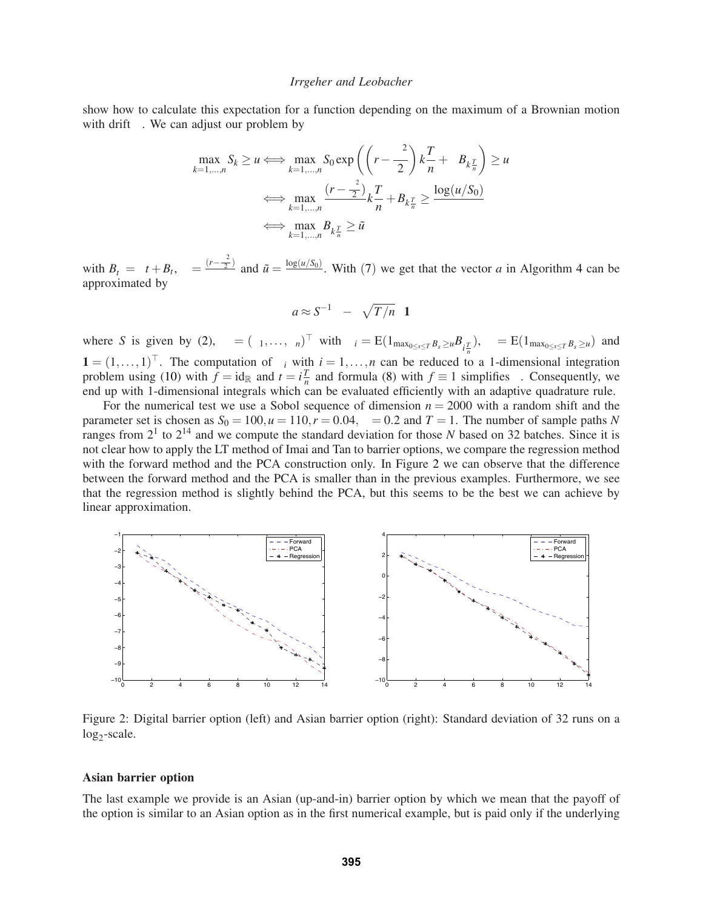show how to calculate this expectation for a function depending on the maximum of a Brownian motion with drift $\mu$. We can adjust our problem by

$$
\begin{aligned}
\max_{k=1,\ldots,n} S_k \geq u &\iff \max_{k=1,\ldots,n} S_0 \exp\left(\left(r - \frac{\sigma^2}{2}\right) k\frac{T}{n} + \sigma B_{k\frac{T}{n}}\right) \geq u \\
&\iff \max_{k=1,\ldots,n} \frac{(r - \frac{\sigma^2}{2})}{\sigma} k\frac{T}{n} + B_{k\frac{T}{n}} \geq \frac{\log(u/S_0)}{\sigma} \\
&\iff \max_{k=1,\ldots,n} B^{\mu}_{k\frac{T}{n}} \geq \tilde{u}
\end{aligned}
$$

with $B^{\mu}_t = \mu t + B_t$, $\mu = \frac{(r-\frac{\sigma^2}{2})}{\sigma}$ and $\tilde{u} = \frac{\log(u/S_0)}{\sigma}$. With (7) we get that the vector $a$ in Algorithm 4 can be approximated by

$$
a \approx S^{-1}\left(\beta - \sqrt{T/n}\,\gamma\mathbf{1}\right)
$$

where $S$ is given by (2), $\beta = (\beta_1, \ldots, \beta_n)^\top$ with $\beta_i = \mathrm{E}(1_{\max_{0\leq s\leq T} B^{\mu}_s \geq u} B^{\mu}_{i\frac{T}{n}})$, $\gamma = \mathrm{E}(1_{\max_{0\leq s\leq T} B^{\mu}_s \geq u})$ and $\mathbf{1} = (1, \ldots, 1)^\top$. The computation of $\beta_i$ with $i = 1, \ldots, n$ can be reduced to a 1-dimensional integration problem using (10) with $f = \mathrm{id}_{\mathbb{R}}$ and $t = i\frac{T}{n}$ and formula (8) with $f \equiv 1$ simplifies $\gamma$. Consequently, we end up with 1-dimensional integrals which can be evaluated efficiently with an adaptive quadrature rule.

For the numerical test we use a Sobol sequence of dimension $n = 2000$ with a random shift and the parameter set is chosen as $S_0 = 100, u = 110, r = 0.04, \sigma = 0.2$ and $T = 1$. The number of sample paths $N$ ranges from $2^1$ to $2^{14}$ and we compute the standard deviation for those $N$ based on 32 batches. Since it is not clear how to apply the LT method of Imai and Tan to barrier options, we compare the regression method with the forward method and the PCA construction only. In Figure 2 we can observe that the difference between the forward method and the PCA is smaller than in the previous examples. Furthermore, we see that the regression method is slightly behind the PCA, but this seems to be the best we can achieve by linear approximation.

Forward
PCA
Regression

Figure 2: Digital barrier option (left) and Asian barrier option (right): Standard deviation of 32 runs on a $\log_2$-scale.

### Asian barrier option

The last example we provide is an Asian (up-and-in) barrier option by which we mean that the payoff of the option is similar to an Asian option as in the first numerical example, but is paid only if the underlying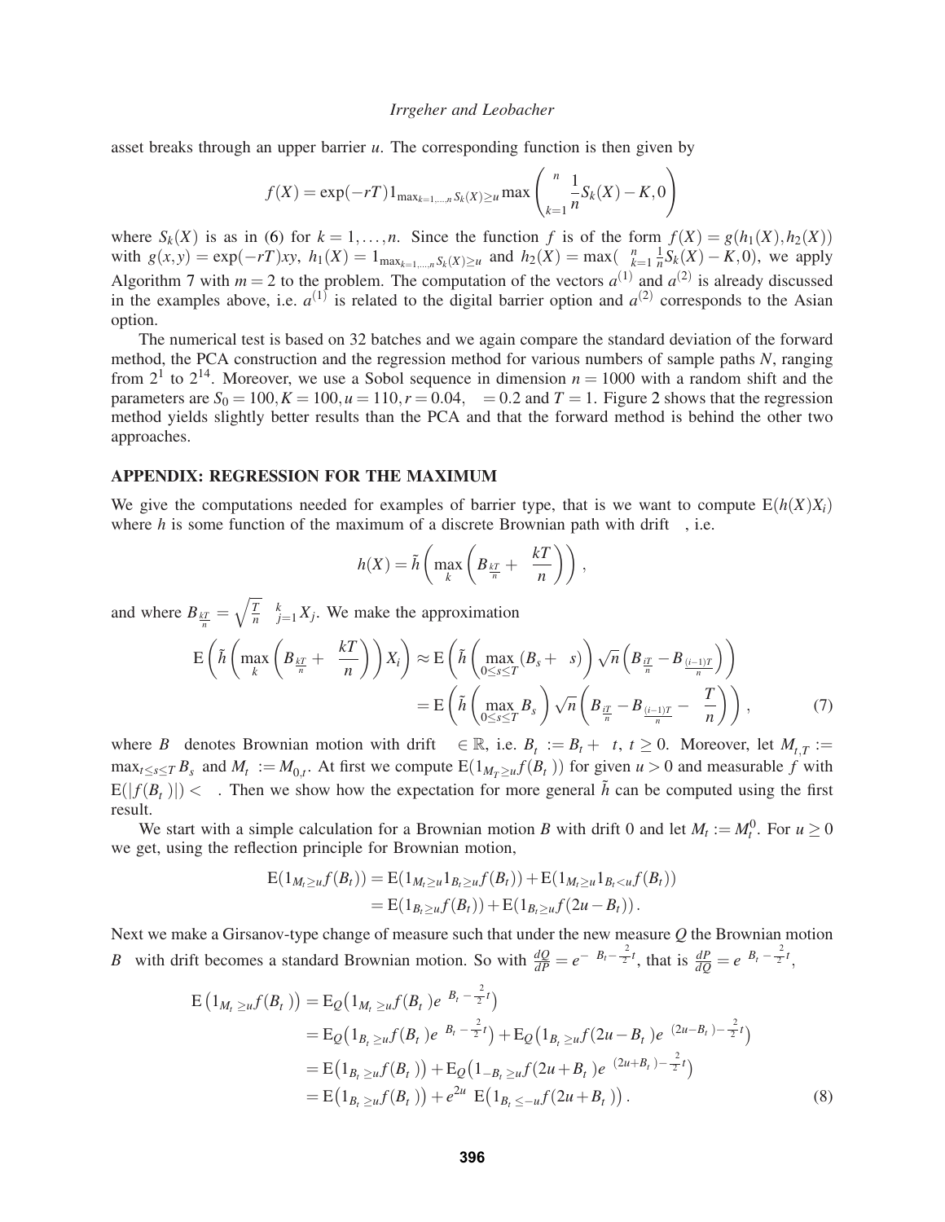asset breaks through an upper barrier $u$. The corresponding function is then given by

$$f(X) = \exp(-rT)1_{\max_{k=1,\ldots,n} S_k(X) \geq u} \max\left(\sum_{k=1}^{n} \frac{1}{n} S_k(X) - K, 0\right)$$

where $S_k(X)$ is as in (6) for $k = 1,\ldots,n$. Since the function $f$ is of the form $f(X) = g(h_1(X), h_2(X))$ with $g(x,y) = \exp(-rT)xy$, $h_1(X) = 1_{\max_{k=1,\ldots,n} S_k(X) \geq u}$ and $h_2(X) = \max(\sum_{k=1}^{n} \frac{1}{n} S_k(X) - K, 0)$, we apply Algorithm 7 with $m = 2$ to the problem. The computation of the vectors $a^{(1)}$ and $a^{(2)}$ is already discussed in the examples above, i.e. $a^{(1)}$ is related to the digital barrier option and $a^{(2)}$ corresponds to the Asian option.

The numerical test is based on 32 batches and we again compare the standard deviation of the forward method, the PCA construction and the regression method for various numbers of sample paths $N$, ranging from $2^1$ to $2^{14}$. Moreover, we use a Sobol sequence in dimension $n = 1000$ with a random shift and the parameters are $S_0 = 100, K = 100, u = 110, r = 0.04, \sigma = 0.2$ and $T = 1$. Figure 2 shows that the regression method yields slightly better results than the PCA and that the forward method is behind the other two approaches.

## APPENDIX: REGRESSION FOR THE MAXIMUM

We give the computations needed for examples of barrier type, that is we want to compute $\mathrm{E}(h(X)X_i)$ where $h$ is some function of the maximum of a discrete Brownian path with drift $\mu$, i.e.

$$h(X) = \tilde{h}\left(\max_k \left(B_{\frac{kT}{n}} + \mu\frac{kT}{n}\right)\right),$$

and where $B_{\frac{kT}{n}} = \sqrt{\frac{T}{n}}\sum_{j=1}^{k} X_j$. We make the approximation

$$\begin{aligned}
\mathrm{E}\left(\tilde{h}\left(\max_k \left(B_{\frac{kT}{n}} + \mu\frac{kT}{n}\right)\right)X_i\right) &\approx \mathrm{E}\left(\tilde{h}\left(\max_{0\leq s\leq T}(B_s + \mu s)\right)\sqrt{n}\left(B_{\frac{iT}{n}} - B_{\frac{(i-1)T}{n}}\right)\right) \\
&= \mathrm{E}\left(\tilde{h}\left(\max_{0\leq s\leq T} B_s^{\mu}\right)\sqrt{n}\left(B^{\mu}_{\frac{iT}{n}} - B^{\mu}_{\frac{(i-1)T}{n}} - \mu\frac{T}{n}\right)\right), \qquad (7)
\end{aligned}$$

where $B^{\mu}$ denotes Brownian motion with drift $\mu \in \mathbb{R}$, i.e. $B_t^{\mu} := B_t + \mu t$, $t \geq 0$. Moreover, let $M^{\mu}_{t,T} := \max_{t\leq s\leq T} B_s^{\mu}$ and $M_t^{\mu} := M^{\mu}_{0,t}$. At first we compute $\mathrm{E}(1_{M_T^{\mu}\geq u} f(B_t^{\mu}))$ for given $u > 0$ and measurable $f$ with $\mathrm{E}(|f(B_t^{\mu})|) < \infty$. Then we show how the expectation for more general $\tilde{h}$ can be computed using the first result.

We start with a simple calculation for a Brownian motion $B$ with drift 0 and let $M_t := M_t^0$. For $u \geq 0$ we get, using the reflection principle for Brownian motion,

$$\begin{aligned}
\mathrm{E}(1_{M_t\geq u} f(B_t)) &= \mathrm{E}(1_{M_t\geq u}1_{B_t\geq u} f(B_t)) + \mathrm{E}(1_{M_t\geq u}1_{B_t< u} f(B_t)) \\
&= \mathrm{E}(1_{B_t\geq u} f(B_t)) + \mathrm{E}(1_{B_t\geq u} f(2u - B_t)).
\end{aligned}$$

Next we make a Girsanov-type change of measure such that under the new measure $Q$ the Brownian motion $B^{\mu}$ with drift becomes a standard Brownian motion. So with $\frac{dQ}{dP} = e^{-\mu B_t - \frac{\mu^2}{2}t}$, that is $\frac{dP}{dQ} = e^{\mu B_t^{\mu} - \frac{\mu^2}{2}t}$,

$$\begin{aligned}
\mathrm{E}\left(1_{M_t^{\mu}\geq u} f(B_t^{\mu})\right) &= \mathrm{E}_Q\left(1_{M_t^{\mu}\geq u} f(B_t^{\mu}) e^{\mu B_t^{\mu} - \frac{\mu^2}{2}t}\right) \\
&= \mathrm{E}_Q\left(1_{B_t^{\mu}\geq u} f(B_t^{\mu}) e^{\mu B_t^{\mu} - \frac{\mu^2}{2}t}\right) + \mathrm{E}_Q\left(1_{B_t^{\mu}\geq u} f(2u - B_t^{\mu}) e^{\mu(2u - B_t^{\mu}) - \frac{\mu^2}{2}t}\right) \\
&= \mathrm{E}\left(1_{B_t^{\mu}\geq u} f(B_t^{\mu})\right) + \mathrm{E}_Q\left(1_{-B_t^{\mu}\geq u} f(2u + B_t^{\mu}) e^{\mu(2u + B_t^{\mu}) - \frac{\mu^2}{2}t}\right) \\
&= \mathrm{E}\left(1_{B_t^{\mu}\geq u} f(B_t^{\mu})\right) + e^{2u\mu}\,\mathrm{E}\left(1_{B_t^{\mu}\leq -u} f(2u + B_t^{\mu})\right). \qquad (8)
\end{aligned}$$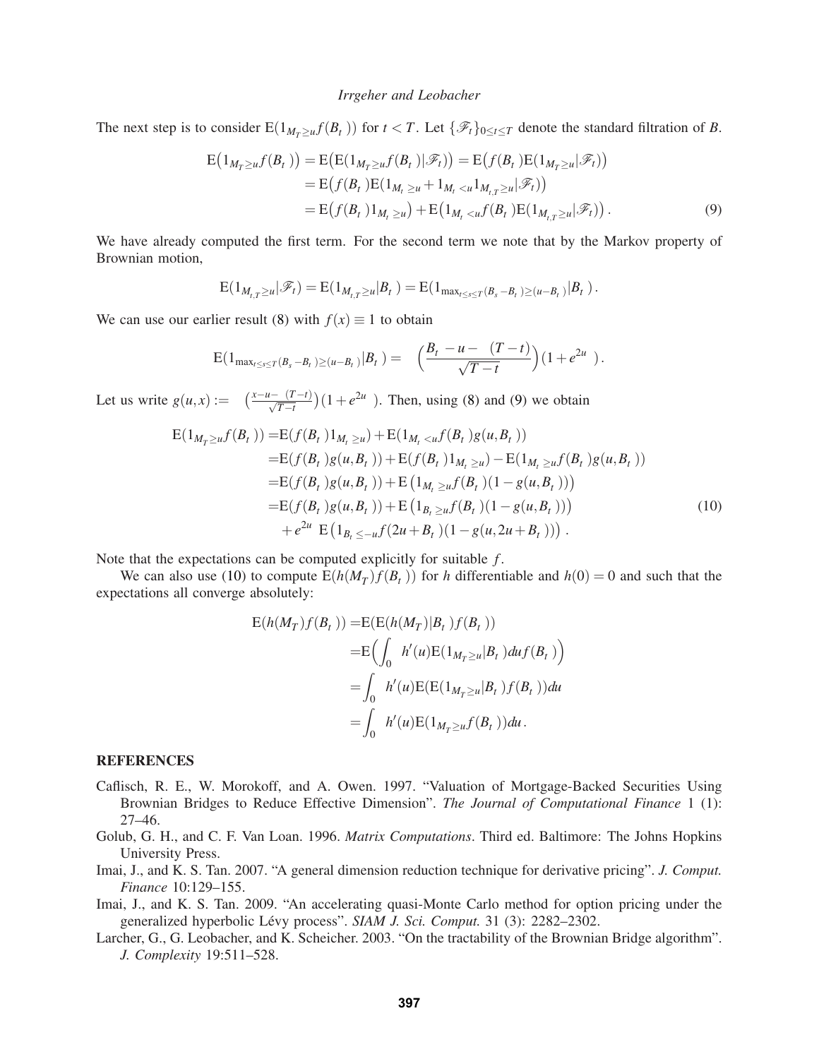The next step is to consider $\mathrm{E}(1_{M_T \geq u} f(B_t))$ for $t < T$. Let $\{\mathscr{F}_t\}_{0 \leq t \leq T}$ denote the standard filtration of $B$.

$$
\begin{aligned}
\mathrm{E}\big(1_{M_T \geq u} f(B_t)\big) &= \mathrm{E}\big(\mathrm{E}(1_{M_T \geq u} f(B_t) | \mathscr{F}_t)\big) = \mathrm{E}\big(f(B_t)\mathrm{E}(1_{M_T \geq u} | \mathscr{F}_t)\big) \\
&= \mathrm{E}\big(f(B_t)\mathrm{E}(1_{M_t \geq u} + 1_{M_t < u} 1_{M_{t,T} \geq u} | \mathscr{F}_t)\big) \\
&= \mathrm{E}\big(f(B_t) 1_{M_t \geq u}\big) + \mathrm{E}\big(1_{M_t < u} f(B_t)\mathrm{E}(1_{M_{t,T} \geq u} | \mathscr{F}_t)\big). 
\end{aligned} \tag{9}
$$

We have already computed the first term. For the second term we note that by the Markov property of Brownian motion,

$$
\mathrm{E}(1_{M_{t,T} \geq u} | \mathscr{F}_t) = \mathrm{E}(1_{M_{t,T} \geq u} | B_t) = \mathrm{E}(1_{\max_{t \leq s \leq T}(B_s - B_t) \geq (u - B_t)} | B_t).
$$

We can use our earlier result (8) with $f(x) \equiv 1$ to obtain

$$
\mathrm{E}(1_{\max_{t \leq s \leq T}(B_s - B_t) \geq (u - B_t)} | B_t) = \quad \Big(\frac{B_t - u - \quad (T-t)}{\sqrt{T-t}}\Big)(1 + e^{2u \quad}).
$$

Let us write $g(u,x) := \quad \big(\frac{x - u - \quad (T-t)}{\sqrt{T-t}}\big)(1 + e^{2u \quad})$. Then, using (8) and (9) we obtain

$$
\begin{aligned}
\mathrm{E}(1_{M_T \geq u} f(B_t)) =& \mathrm{E}(f(B_t) 1_{M_t \geq u}) + \mathrm{E}(1_{M_t < u} f(B_t) g(u, B_t)) \\
=& \mathrm{E}(f(B_t) g(u, B_t)) + \mathrm{E}(f(B_t) 1_{M_t \geq u}) - \mathrm{E}(1_{M_t \geq u} f(B_t) g(u, B_t)) \\
=& \mathrm{E}(f(B_t) g(u, B_t)) + \mathrm{E}\big(1_{M_t \geq u} f(B_t)(1 - g(u, B_t))\big) \\
=& \mathrm{E}(f(B_t) g(u, B_t)) + \mathrm{E}\big(1_{B_t \geq u} f(B_t)(1 - g(u, B_t))\big) \\
&+ e^{2u \quad} \mathrm{E}\big(1_{B_t \leq -u} f(2u + B_t)(1 - g(u, 2u + B_t))\big).
\end{aligned} \tag{10}
$$

Note that the expectations can be computed explicitly for suitable $f$.

We can also use (10) to compute $\mathrm{E}(h(M_T) f(B_t))$ for $h$ differentiable and $h(0) = 0$ and such that the expectations all converge absolutely:

$$
\begin{aligned}
\mathrm{E}(h(M_T) f(B_t)) =& \mathrm{E}(\mathrm{E}(h(M_T) | B_t) f(B_t)) \\
=& \mathrm{E}\Big(\int_0 \; h'(u) \mathrm{E}(1_{M_T \geq u} | B_t) du f(B_t)\Big) \\
=& \int_0 \; h'(u) \mathrm{E}(\mathrm{E}(1_{M_T \geq u} | B_t) f(B_t)) du \\
=& \int_0 \; h'(u) \mathrm{E}(1_{M_T \geq u} f(B_t)) du.
\end{aligned}
$$

## REFERENCES

Caflisch, R. E., W. Morokoff, and A. Owen. 1997. "Valuation of Mortgage-Backed Securities Using Brownian Bridges to Reduce Effective Dimension". *The Journal of Computational Finance* 1 (1): 27–46.

Golub, G. H., and C. F. Van Loan. 1996. *Matrix Computations*. Third ed. Baltimore: The Johns Hopkins University Press.

Imai, J., and K. S. Tan. 2007. "A general dimension reduction technique for derivative pricing". *J. Comput. Finance* 10:129–155.

Imai, J., and K. S. Tan. 2009. "An accelerating quasi-Monte Carlo method for option pricing under the generalized hyperbolic Lévy process". *SIAM J. Sci. Comput.* 31 (3): 2282–2302.

Larcher, G., G. Leobacher, and K. Scheicher. 2003. "On the tractability of the Brownian Bridge algorithm". *J. Complexity* 19:511–528.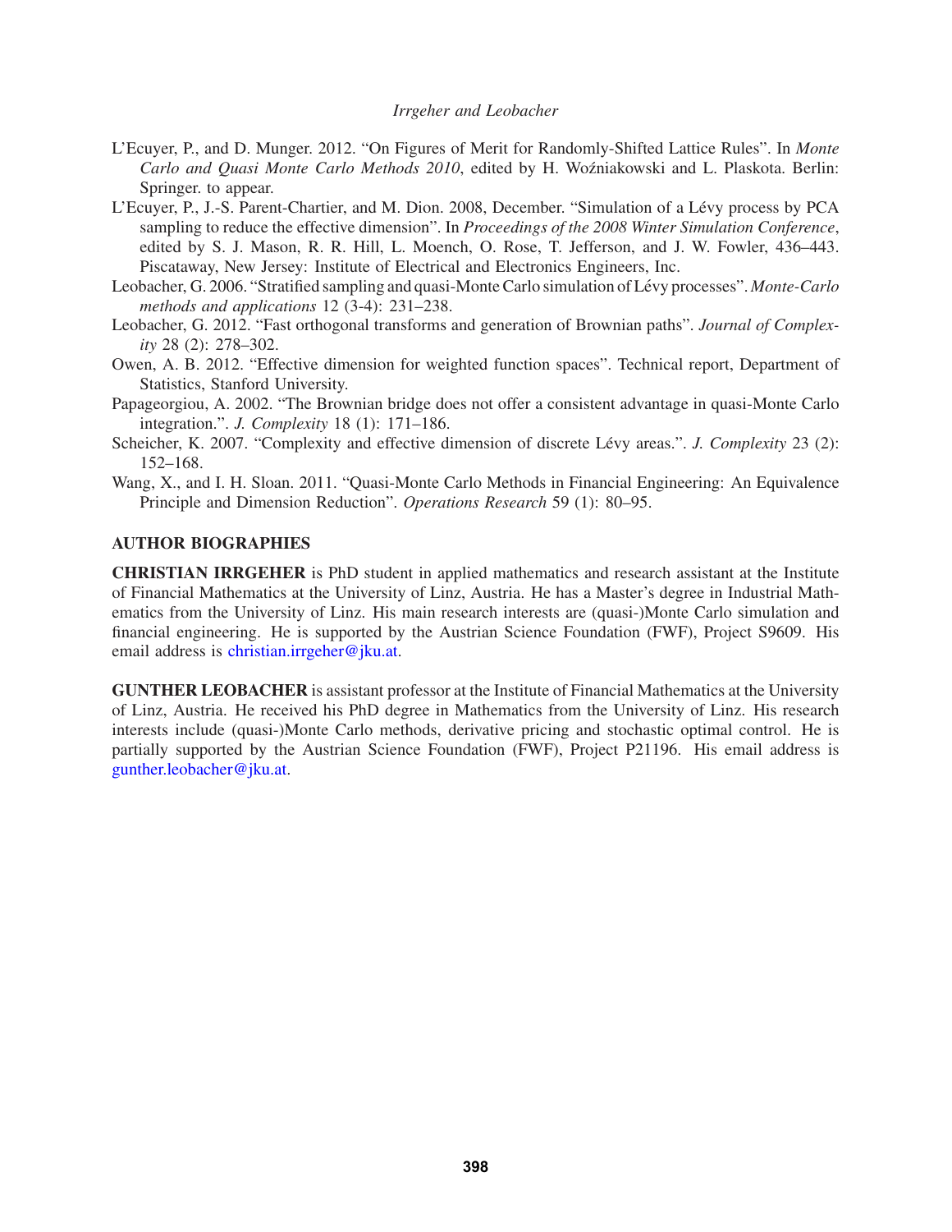L'Ecuyer, P., and D. Munger. 2012. "On Figures of Merit for Randomly-Shifted Lattice Rules". In *Monte Carlo and Quasi Monte Carlo Methods 2010*, edited by H. Woźniakowski and L. Plaskota. Berlin: Springer. to appear.

L'Ecuyer, P., J.-S. Parent-Chartier, and M. Dion. 2008, December. "Simulation of a Lévy process by PCA sampling to reduce the effective dimension". In *Proceedings of the 2008 Winter Simulation Conference*, edited by S. J. Mason, R. R. Hill, L. Moench, O. Rose, T. Jefferson, and J. W. Fowler, 436–443. Piscataway, New Jersey: Institute of Electrical and Electronics Engineers, Inc.

Leobacher, G. 2006. "Stratified sampling and quasi-Monte Carlo simulation of Lévy processes". *Monte-Carlo methods and applications* 12 (3-4): 231–238.

Leobacher, G. 2012. "Fast orthogonal transforms and generation of Brownian paths". *Journal of Complexity* 28 (2): 278–302.

Owen, A. B. 2012. "Effective dimension for weighted function spaces". Technical report, Department of Statistics, Stanford University.

Papageorgiou, A. 2002. "The Brownian bridge does not offer a consistent advantage in quasi-Monte Carlo integration.". *J. Complexity* 18 (1): 171–186.

Scheicher, K. 2007. "Complexity and effective dimension of discrete Lévy areas.". *J. Complexity* 23 (2): 152–168.

Wang, X., and I. H. Sloan. 2011. "Quasi-Monte Carlo Methods in Financial Engineering: An Equivalence Principle and Dimension Reduction". *Operations Research* 59 (1): 80–95.

## AUTHOR BIOGRAPHIES

**CHRISTIAN IRRGEHER** is PhD student in applied mathematics and research assistant at the Institute of Financial Mathematics at the University of Linz, Austria. He has a Master's degree in Industrial Mathematics from the University of Linz. His main research interests are (quasi-)Monte Carlo simulation and financial engineering. He is supported by the Austrian Science Foundation (FWF), Project S9609. His email address is christian.irrgeher@jku.at.

**GUNTHER LEOBACHER** is assistant professor at the Institute of Financial Mathematics at the University of Linz, Austria. He received his PhD degree in Mathematics from the University of Linz. His research interests include (quasi-)Monte Carlo methods, derivative pricing and stochastic optimal control. He is partially supported by the Austrian Science Foundation (FWF), Project P21196. His email address is gunther.leobacher@jku.at.